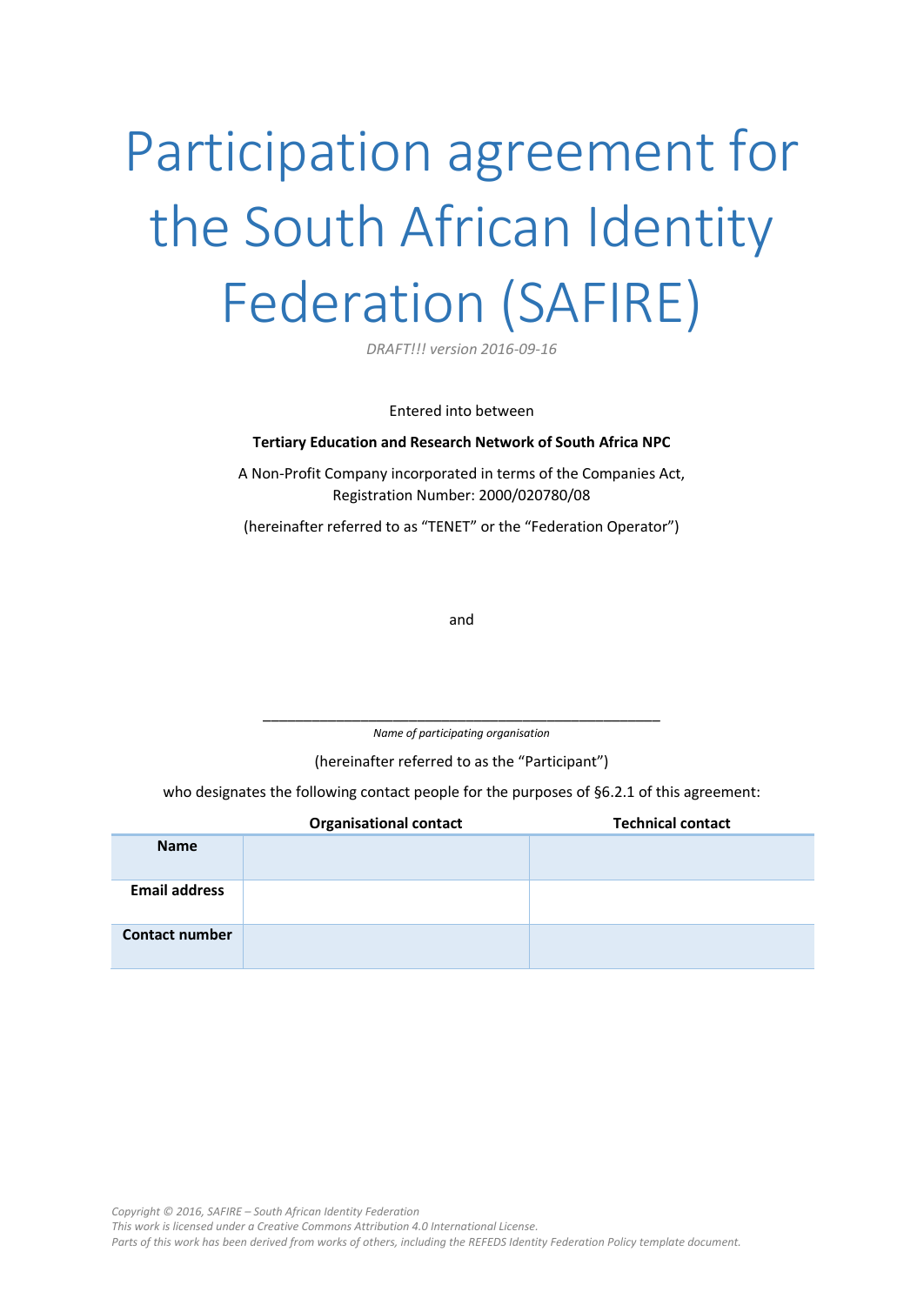# Participation agreement for the South African Identity Federation (SAFIRE)

*DRAFT!!! version 2016-09-16*

Entered into between

**Tertiary Education and Research Network of South Africa NPC**

A Non-Profit Company incorporated in terms of the Companies Act,
Registration Number: 2000/020780/08

(hereinafter referred to as "TENET" or the "Federation Operator")

and

\_\_\_\_\_\_\_\_\_\_\_\_\_\_\_\_\_\_\_\_\_\_\_\_\_\_\_\_\_\_\_\_\_\_\_\_\_\_\_\_\_\_\_\_\_\_\_\_\_\_\_\_
*Name of participating organisation*

(hereinafter referred to as the "Participant")

who designates the following contact people for the purposes of §6.2.1 of this agreement:

| | Organisational contact | Technical contact |
|---|---|---|
| **Name** | | |
| **Email address** | | |
| **Contact number** | | |

*Copyright © 2016, SAFIRE – South African Identity Federation*
*This work is licensed under a Creative Commons Attribution 4.0 International License.*
*Parts of this work has been derived from works of others, including the REFEDS Identity Federation Policy template document.*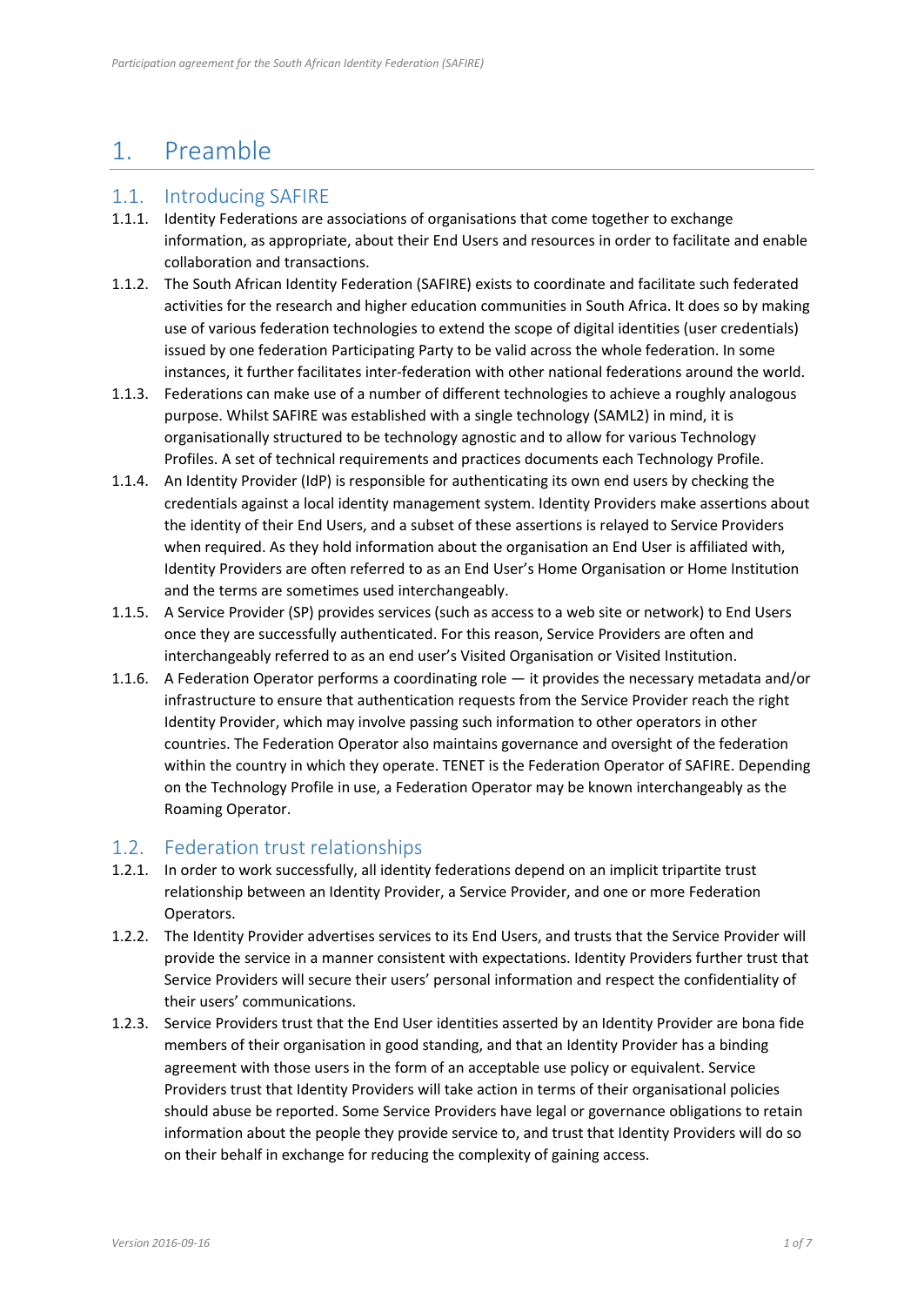# 1. Preamble

## 1.1. Introducing SAFIRE

1.1.1. Identity Federations are associations of organisations that come together to exchange information, as appropriate, about their End Users and resources in order to facilitate and enable collaboration and transactions.

1.1.2. The South African Identity Federation (SAFIRE) exists to coordinate and facilitate such federated activities for the research and higher education communities in South Africa. It does so by making use of various federation technologies to extend the scope of digital identities (user credentials) issued by one federation Participating Party to be valid across the whole federation. In some instances, it further facilitates inter-federation with other national federations around the world.

1.1.3. Federations can make use of a number of different technologies to achieve a roughly analogous purpose. Whilst SAFIRE was established with a single technology (SAML2) in mind, it is organisationally structured to be technology agnostic and to allow for various Technology Profiles. A set of technical requirements and practices documents each Technology Profile.

1.1.4. An Identity Provider (IdP) is responsible for authenticating its own end users by checking the credentials against a local identity management system. Identity Providers make assertions about the identity of their End Users, and a subset of these assertions is relayed to Service Providers when required. As they hold information about the organisation an End User is affiliated with, Identity Providers are often referred to as an End User's Home Organisation or Home Institution and the terms are sometimes used interchangeably.

1.1.5. A Service Provider (SP) provides services (such as access to a web site or network) to End Users once they are successfully authenticated. For this reason, Service Providers are often and interchangeably referred to as an end user's Visited Organisation or Visited Institution.

1.1.6. A Federation Operator performs a coordinating role — it provides the necessary metadata and/or infrastructure to ensure that authentication requests from the Service Provider reach the right Identity Provider, which may involve passing such information to other operators in other countries. The Federation Operator also maintains governance and oversight of the federation within the country in which they operate. TENET is the Federation Operator of SAFIRE. Depending on the Technology Profile in use, a Federation Operator may be known interchangeably as the Roaming Operator.

## 1.2. Federation trust relationships

1.2.1. In order to work successfully, all identity federations depend on an implicit tripartite trust relationship between an Identity Provider, a Service Provider, and one or more Federation Operators.

1.2.2. The Identity Provider advertises services to its End Users, and trusts that the Service Provider will provide the service in a manner consistent with expectations. Identity Providers further trust that Service Providers will secure their users' personal information and respect the confidentiality of their users' communications.

1.2.3. Service Providers trust that the End User identities asserted by an Identity Provider are bona fide members of their organisation in good standing, and that an Identity Provider has a binding agreement with those users in the form of an acceptable use policy or equivalent. Service Providers trust that Identity Providers will take action in terms of their organisational policies should abuse be reported. Some Service Providers have legal or governance obligations to retain information about the people they provide service to, and trust that Identity Providers will do so on their behalf in exchange for reducing the complexity of gaining access.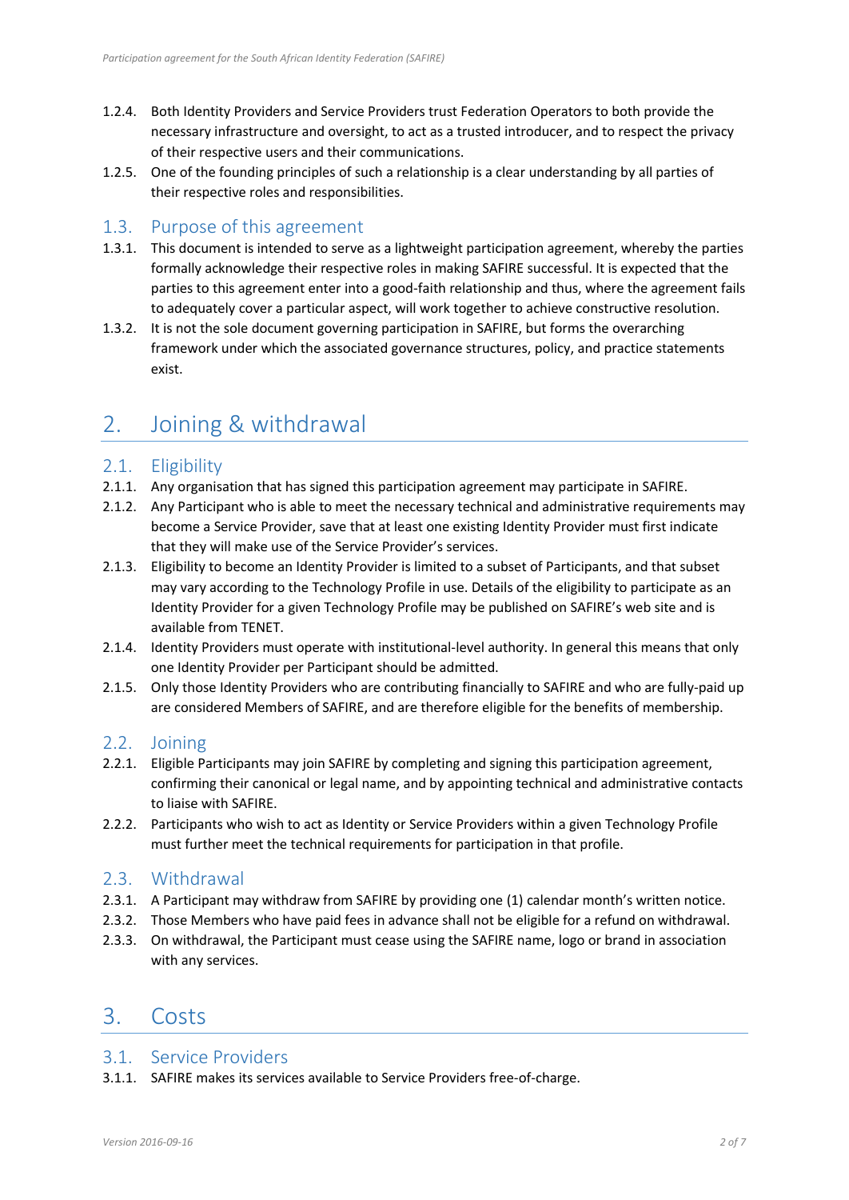1.2.4. Both Identity Providers and Service Providers trust Federation Operators to both provide the necessary infrastructure and oversight, to act as a trusted introducer, and to respect the privacy of their respective users and their communications.

1.2.5. One of the founding principles of such a relationship is a clear understanding by all parties of their respective roles and responsibilities.

## 1.3. Purpose of this agreement

1.3.1. This document is intended to serve as a lightweight participation agreement, whereby the parties formally acknowledge their respective roles in making SAFIRE successful. It is expected that the parties to this agreement enter into a good-faith relationship and thus, where the agreement fails to adequately cover a particular aspect, will work together to achieve constructive resolution.

1.3.2. It is not the sole document governing participation in SAFIRE, but forms the overarching framework under which the associated governance structures, policy, and practice statements exist.

# 2. Joining & withdrawal

## 2.1. Eligibility

2.1.1. Any organisation that has signed this participation agreement may participate in SAFIRE.

2.1.2. Any Participant who is able to meet the necessary technical and administrative requirements may become a Service Provider, save that at least one existing Identity Provider must first indicate that they will make use of the Service Provider's services.

2.1.3. Eligibility to become an Identity Provider is limited to a subset of Participants, and that subset may vary according to the Technology Profile in use. Details of the eligibility to participate as an Identity Provider for a given Technology Profile may be published on SAFIRE's web site and is available from TENET.

2.1.4. Identity Providers must operate with institutional-level authority. In general this means that only one Identity Provider per Participant should be admitted.

2.1.5. Only those Identity Providers who are contributing financially to SAFIRE and who are fully-paid up are considered Members of SAFIRE, and are therefore eligible for the benefits of membership.

## 2.2. Joining

2.2.1. Eligible Participants may join SAFIRE by completing and signing this participation agreement, confirming their canonical or legal name, and by appointing technical and administrative contacts to liaise with SAFIRE.

2.2.2. Participants who wish to act as Identity or Service Providers within a given Technology Profile must further meet the technical requirements for participation in that profile.

## 2.3. Withdrawal

2.3.1. A Participant may withdraw from SAFIRE by providing one (1) calendar month's written notice.

2.3.2. Those Members who have paid fees in advance shall not be eligible for a refund on withdrawal.

2.3.3. On withdrawal, the Participant must cease using the SAFIRE name, logo or brand in association with any services.

# 3. Costs

## 3.1. Service Providers

3.1.1. SAFIRE makes its services available to Service Providers free-of-charge.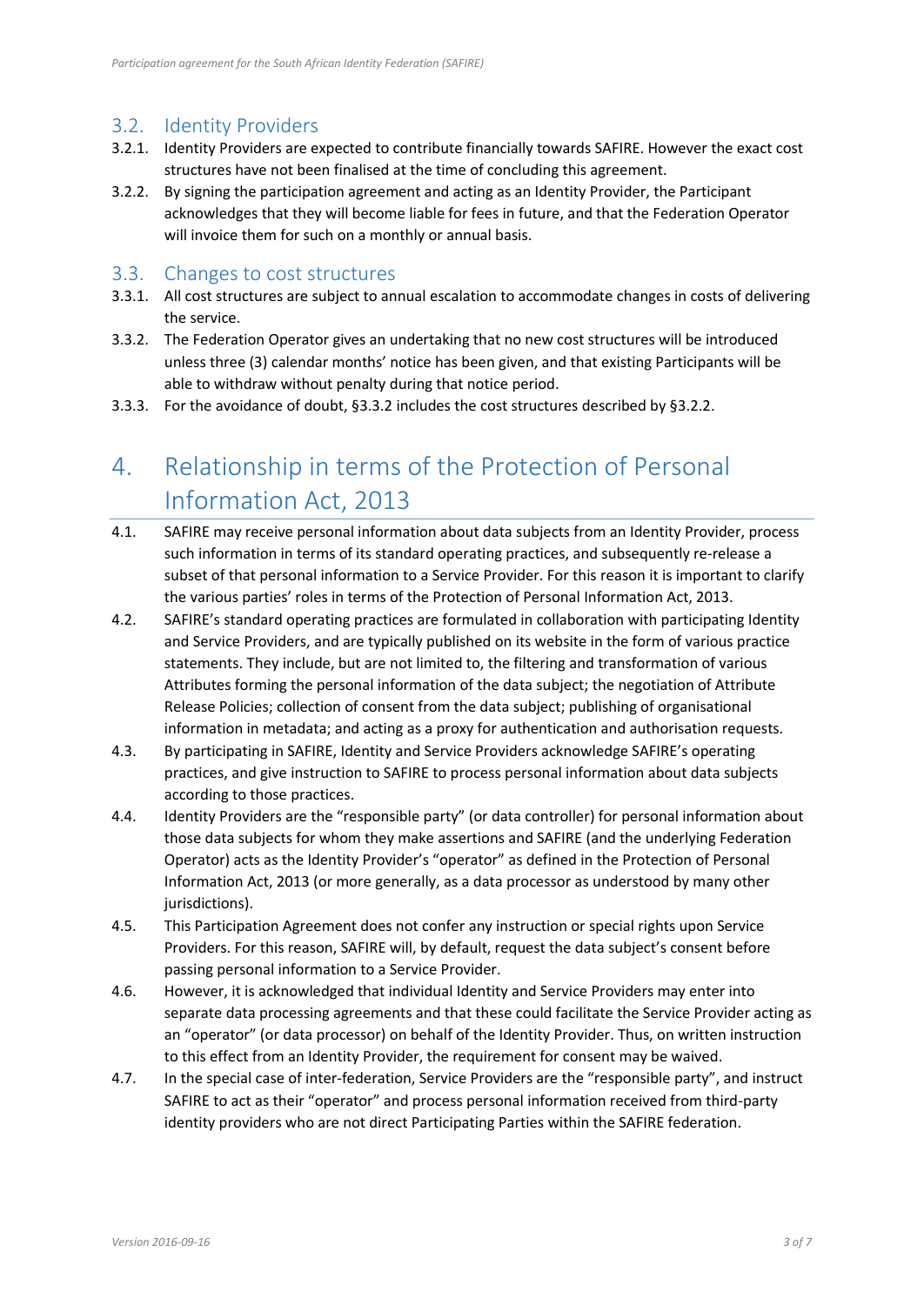### 3.2. Identity Providers

3.2.1. Identity Providers are expected to contribute financially towards SAFIRE. However the exact cost structures have not been finalised at the time of concluding this agreement.

3.2.2. By signing the participation agreement and acting as an Identity Provider, the Participant acknowledges that they will become liable for fees in future, and that the Federation Operator will invoice them for such on a monthly or annual basis.

### 3.3. Changes to cost structures

3.3.1. All cost structures are subject to annual escalation to accommodate changes in costs of delivering the service.

3.3.2. The Federation Operator gives an undertaking that no new cost structures will be introduced unless three (3) calendar months' notice has been given, and that existing Participants will be able to withdraw without penalty during that notice period.

3.3.3. For the avoidance of doubt, §3.3.2 includes the cost structures described by §3.2.2.

## 4. Relationship in terms of the Protection of Personal Information Act, 2013

4.1. SAFIRE may receive personal information about data subjects from an Identity Provider, process such information in terms of its standard operating practices, and subsequently re-release a subset of that personal information to a Service Provider. For this reason it is important to clarify the various parties' roles in terms of the Protection of Personal Information Act, 2013.

4.2. SAFIRE's standard operating practices are formulated in collaboration with participating Identity and Service Providers, and are typically published on its website in the form of various practice statements. They include, but are not limited to, the filtering and transformation of various Attributes forming the personal information of the data subject; the negotiation of Attribute Release Policies; collection of consent from the data subject; publishing of organisational information in metadata; and acting as a proxy for authentication and authorisation requests.

4.3. By participating in SAFIRE, Identity and Service Providers acknowledge SAFIRE's operating practices, and give instruction to SAFIRE to process personal information about data subjects according to those practices.

4.4. Identity Providers are the "responsible party" (or data controller) for personal information about those data subjects for whom they make assertions and SAFIRE (and the underlying Federation Operator) acts as the Identity Provider's "operator" as defined in the Protection of Personal Information Act, 2013 (or more generally, as a data processor as understood by many other jurisdictions).

4.5. This Participation Agreement does not confer any instruction or special rights upon Service Providers. For this reason, SAFIRE will, by default, request the data subject's consent before passing personal information to a Service Provider.

4.6. However, it is acknowledged that individual Identity and Service Providers may enter into separate data processing agreements and that these could facilitate the Service Provider acting as an "operator" (or data processor) on behalf of the Identity Provider. Thus, on written instruction to this effect from an Identity Provider, the requirement for consent may be waived.

4.7. In the special case of inter-federation, Service Providers are the "responsible party", and instruct SAFIRE to act as their "operator" and process personal information received from third-party identity providers who are not direct Participating Parties within the SAFIRE federation.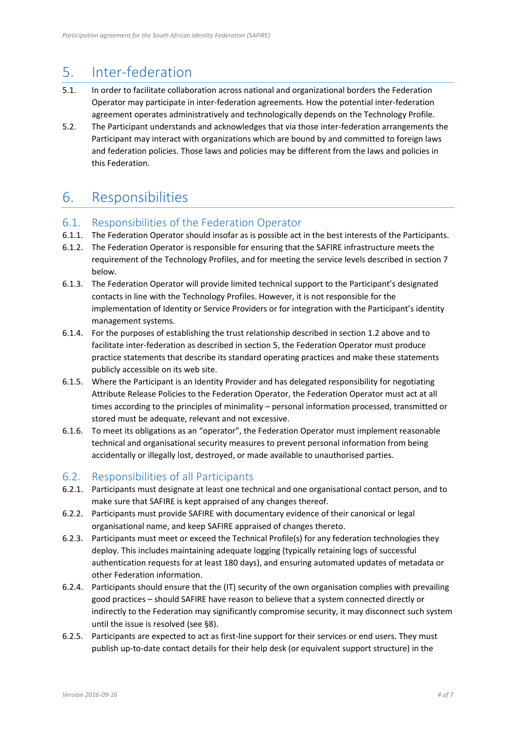# 5. Inter-federation

5.1. In order to facilitate collaboration across national and organizational borders the Federation Operator may participate in inter-federation agreements. How the potential inter-federation agreement operates administratively and technologically depends on the Technology Profile.

5.2. The Participant understands and acknowledges that via those inter-federation arrangements the Participant may interact with organizations which are bound by and committed to foreign laws and federation policies. Those laws and policies may be different from the laws and policies in this Federation.

# 6. Responsibilities

## 6.1. Responsibilities of the Federation Operator

6.1.1. The Federation Operator should insofar as is possible act in the best interests of the Participants.

6.1.2. The Federation Operator is responsible for ensuring that the SAFIRE infrastructure meets the requirement of the Technology Profiles, and for meeting the service levels described in section 7 below.

6.1.3. The Federation Operator will provide limited technical support to the Participant's designated contacts in line with the Technology Profiles. However, it is not responsible for the implementation of Identity or Service Providers or for integration with the Participant's identity management systems.

6.1.4. For the purposes of establishing the trust relationship described in section 1.2 above and to facilitate inter-federation as described in section 5, the Federation Operator must produce practice statements that describe its standard operating practices and make these statements publicly accessible on its web site.

6.1.5. Where the Participant is an Identity Provider and has delegated responsibility for negotiating Attribute Release Policies to the Federation Operator, the Federation Operator must act at all times according to the principles of minimality – personal information processed, transmitted or stored must be adequate, relevant and not excessive.

6.1.6. To meet its obligations as an "operator", the Federation Operator must implement reasonable technical and organisational security measures to prevent personal information from being accidentally or illegally lost, destroyed, or made available to unauthorised parties.

## 6.2. Responsibilities of all Participants

6.2.1. Participants must designate at least one technical and one organisational contact person, and to make sure that SAFIRE is kept appraised of any changes thereof.

6.2.2. Participants must provide SAFIRE with documentary evidence of their canonical or legal organisational name, and keep SAFIRE appraised of changes thereto.

6.2.3. Participants must meet or exceed the Technical Profile(s) for any federation technologies they deploy. This includes maintaining adequate logging (typically retaining logs of successful authentication requests for at least 180 days), and ensuring automated updates of metadata or other Federation information.

6.2.4. Participants should ensure that the (IT) security of the own organisation complies with prevailing good practices – should SAFIRE have reason to believe that a system connected directly or indirectly to the Federation may significantly compromise security, it may disconnect such system until the issue is resolved (see §8).

6.2.5. Participants are expected to act as first-line support for their services or end users. They must publish up-to-date contact details for their help desk (or equivalent support structure) in the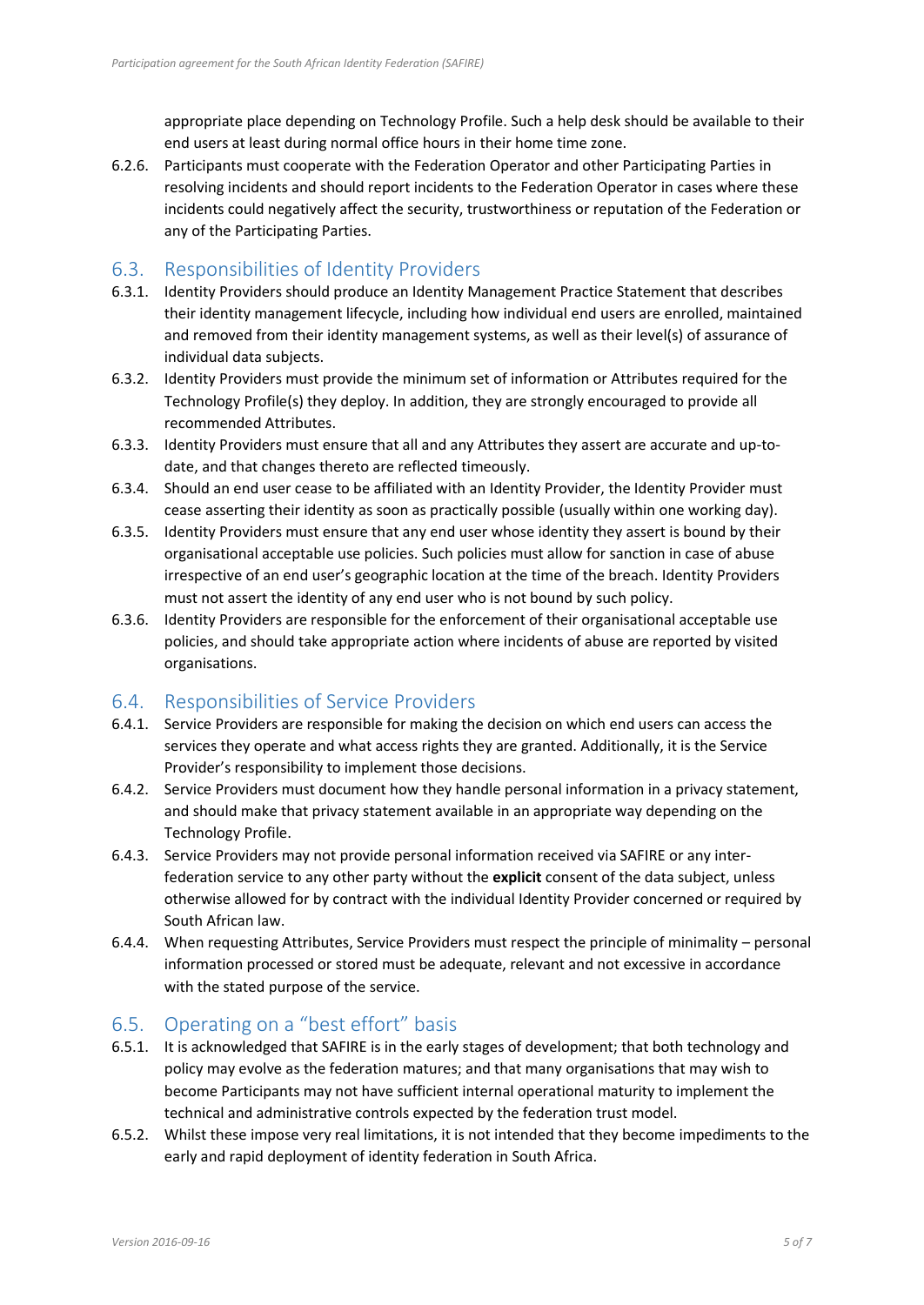appropriate place depending on Technology Profile. Such a help desk should be available to their end users at least during normal office hours in their home time zone.

6.2.6. Participants must cooperate with the Federation Operator and other Participating Parties in resolving incidents and should report incidents to the Federation Operator in cases where these incidents could negatively affect the security, trustworthiness or reputation of the Federation or any of the Participating Parties.

## 6.3. Responsibilities of Identity Providers

6.3.1. Identity Providers should produce an Identity Management Practice Statement that describes their identity management lifecycle, including how individual end users are enrolled, maintained and removed from their identity management systems, as well as their level(s) of assurance of individual data subjects.

6.3.2. Identity Providers must provide the minimum set of information or Attributes required for the Technology Profile(s) they deploy. In addition, they are strongly encouraged to provide all recommended Attributes.

6.3.3. Identity Providers must ensure that all and any Attributes they assert are accurate and up-to-date, and that changes thereto are reflected timeously.

6.3.4. Should an end user cease to be affiliated with an Identity Provider, the Identity Provider must cease asserting their identity as soon as practically possible (usually within one working day).

6.3.5. Identity Providers must ensure that any end user whose identity they assert is bound by their organisational acceptable use policies. Such policies must allow for sanction in case of abuse irrespective of an end user's geographic location at the time of the breach. Identity Providers must not assert the identity of any end user who is not bound by such policy.

6.3.6. Identity Providers are responsible for the enforcement of their organisational acceptable use policies, and should take appropriate action where incidents of abuse are reported by visited organisations.

## 6.4. Responsibilities of Service Providers

6.4.1. Service Providers are responsible for making the decision on which end users can access the services they operate and what access rights they are granted. Additionally, it is the Service Provider's responsibility to implement those decisions.

6.4.2. Service Providers must document how they handle personal information in a privacy statement, and should make that privacy statement available in an appropriate way depending on the Technology Profile.

6.4.3. Service Providers may not provide personal information received via SAFIRE or any inter-federation service to any other party without the **explicit** consent of the data subject, unless otherwise allowed for by contract with the individual Identity Provider concerned or required by South African law.

6.4.4. When requesting Attributes, Service Providers must respect the principle of minimality – personal information processed or stored must be adequate, relevant and not excessive in accordance with the stated purpose of the service.

## 6.5. Operating on a "best effort" basis

6.5.1. It is acknowledged that SAFIRE is in the early stages of development; that both technology and policy may evolve as the federation matures; and that many organisations that may wish to become Participants may not have sufficient internal operational maturity to implement the technical and administrative controls expected by the federation trust model.

6.5.2. Whilst these impose very real limitations, it is not intended that they become impediments to the early and rapid deployment of identity federation in South Africa.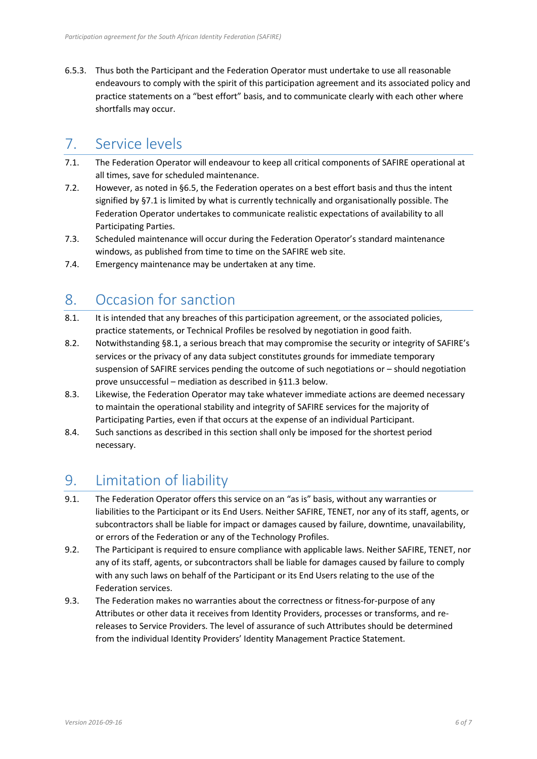6.5.3. Thus both the Participant and the Federation Operator must undertake to use all reasonable endeavours to comply with the spirit of this participation agreement and its associated policy and practice statements on a "best effort" basis, and to communicate clearly with each other where shortfalls may occur.

# 7. Service levels

7.1. The Federation Operator will endeavour to keep all critical components of SAFIRE operational at all times, save for scheduled maintenance.

7.2. However, as noted in §6.5, the Federation operates on a best effort basis and thus the intent signified by §7.1 is limited by what is currently technically and organisationally possible. The Federation Operator undertakes to communicate realistic expectations of availability to all Participating Parties.

7.3. Scheduled maintenance will occur during the Federation Operator's standard maintenance windows, as published from time to time on the SAFIRE web site.

7.4. Emergency maintenance may be undertaken at any time.

# 8. Occasion for sanction

8.1. It is intended that any breaches of this participation agreement, or the associated policies, practice statements, or Technical Profiles be resolved by negotiation in good faith.

8.2. Notwithstanding §8.1, a serious breach that may compromise the security or integrity of SAFIRE's services or the privacy of any data subject constitutes grounds for immediate temporary suspension of SAFIRE services pending the outcome of such negotiations or – should negotiation prove unsuccessful – mediation as described in §11.3 below.

8.3. Likewise, the Federation Operator may take whatever immediate actions are deemed necessary to maintain the operational stability and integrity of SAFIRE services for the majority of Participating Parties, even if that occurs at the expense of an individual Participant.

8.4. Such sanctions as described in this section shall only be imposed for the shortest period necessary.

# 9. Limitation of liability

9.1. The Federation Operator offers this service on an "as is" basis, without any warranties or liabilities to the Participant or its End Users. Neither SAFIRE, TENET, nor any of its staff, agents, or subcontractors shall be liable for impact or damages caused by failure, downtime, unavailability, or errors of the Federation or any of the Technology Profiles.

9.2. The Participant is required to ensure compliance with applicable laws. Neither SAFIRE, TENET, nor any of its staff, agents, or subcontractors shall be liable for damages caused by failure to comply with any such laws on behalf of the Participant or its End Users relating to the use of the Federation services.

9.3. The Federation makes no warranties about the correctness or fitness-for-purpose of any Attributes or other data it receives from Identity Providers, processes or transforms, and re-releases to Service Providers. The level of assurance of such Attributes should be determined from the individual Identity Providers' Identity Management Practice Statement.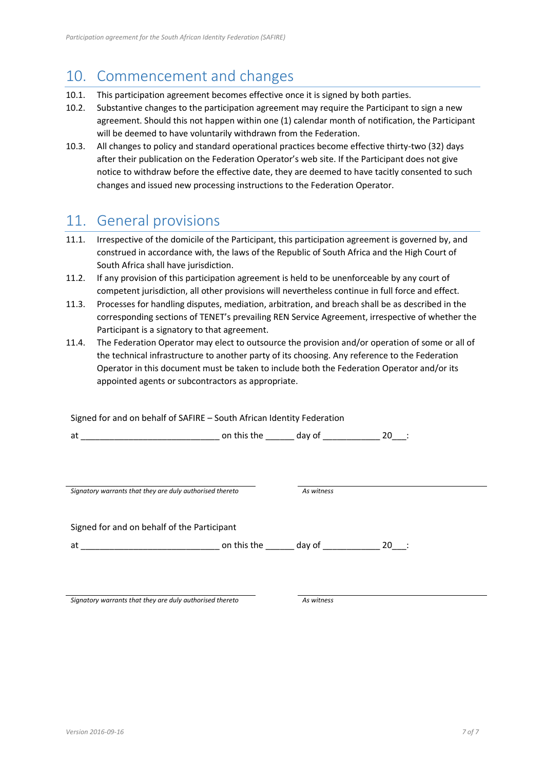## 10. Commencement and changes

10.1. This participation agreement becomes effective once it is signed by both parties.

10.2. Substantive changes to the participation agreement may require the Participant to sign a new agreement. Should this not happen within one (1) calendar month of notification, the Participant will be deemed to have voluntarily withdrawn from the Federation.

10.3. All changes to policy and standard operational practices become effective thirty-two (32) days after their publication on the Federation Operator's web site. If the Participant does not give notice to withdraw before the effective date, they are deemed to have tacitly consented to such changes and issued new processing instructions to the Federation Operator.

## 11. General provisions

11.1. Irrespective of the domicile of the Participant, this participation agreement is governed by, and construed in accordance with, the laws of the Republic of South Africa and the High Court of South Africa shall have jurisdiction.

11.2. If any provision of this participation agreement is held to be unenforceable by any court of competent jurisdiction, all other provisions will nevertheless continue in full force and effect.

11.3. Processes for handling disputes, mediation, arbitration, and breach shall be as described in the corresponding sections of TENET's prevailing REN Service Agreement, irrespective of whether the Participant is a signatory to that agreement.

11.4. The Federation Operator may elect to outsource the provision and/or operation of some or all of the technical infrastructure to another party of its choosing. Any reference to the Federation Operator in this document must be taken to include both the Federation Operator and/or its appointed agents or subcontractors as appropriate.

Signed for and on behalf of SAFIRE – South African Identity Federation

at ____________________________ on this the ______ day of ____________ 20___:

_______________________________ _______________________________

*Signatory warrants that they are duly authorised thereto* *As witness*

Signed for and on behalf of the Participant

at ____________________________ on this the ______ day of ____________ 20___:

_______________________________ _______________________________

*Signatory warrants that they are duly authorised thereto* *As witness*

*Version 2016-09-16*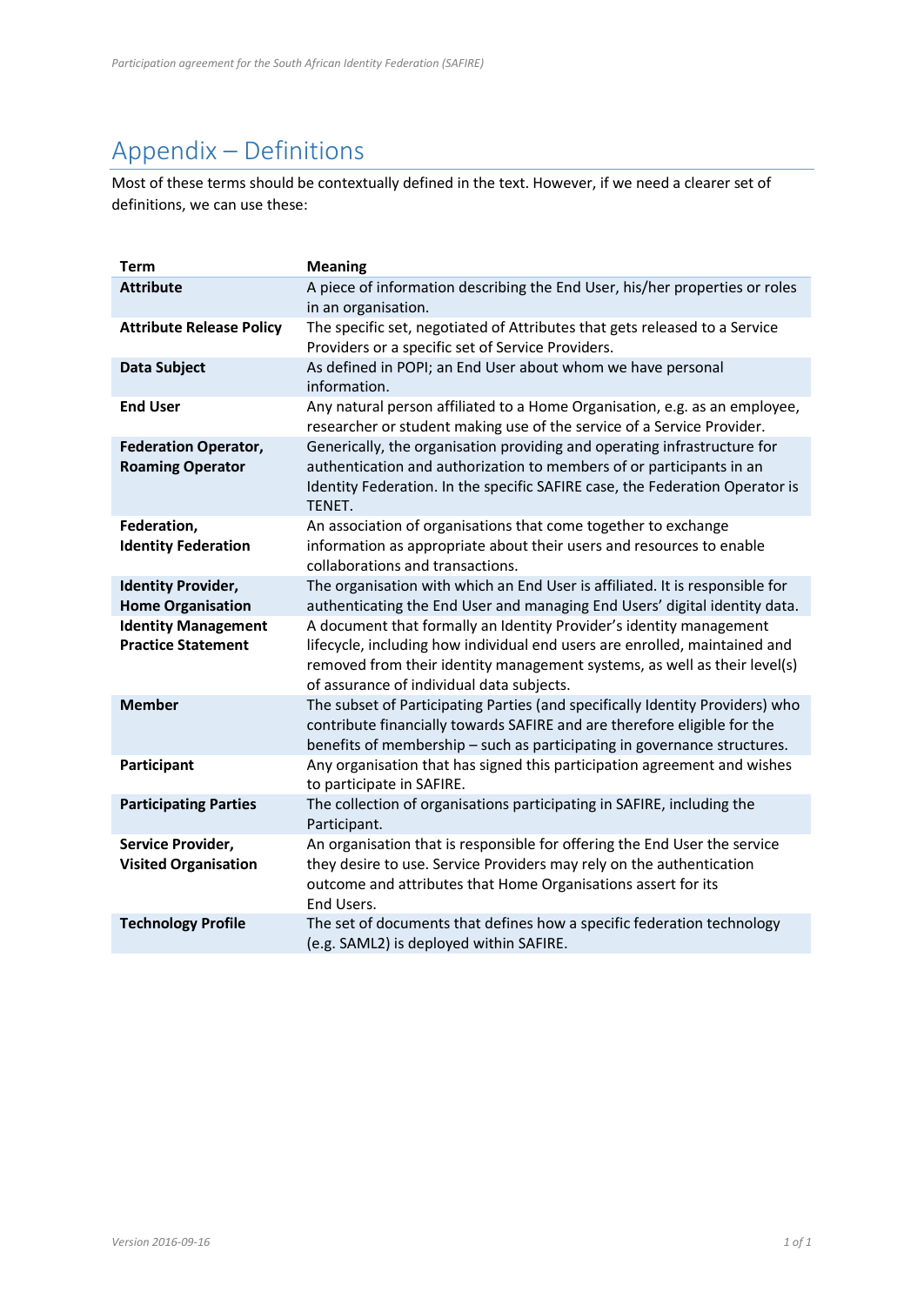# Appendix – Definitions

Most of these terms should be contextually defined in the text. However, if we need a clearer set of definitions, we can use these:

| Term | Meaning |
|---|---|
| **Attribute** | A piece of information describing the End User, his/her properties or roles in an organisation. |
| **Attribute Release Policy** | The specific set, negotiated of Attributes that gets released to a Service Providers or a specific set of Service Providers. |
| **Data Subject** | As defined in POPI; an End User about whom we have personal information. |
| **End User** | Any natural person affiliated to a Home Organisation, e.g. as an employee, researcher or student making use of the service of a Service Provider. |
| **Federation Operator, Roaming Operator** | Generically, the organisation providing and operating infrastructure for authentication and authorization to members of or participants in an Identity Federation. In the specific SAFIRE case, the Federation Operator is TENET. |
| **Federation, Identity Federation** | An association of organisations that come together to exchange information as appropriate about their users and resources to enable collaborations and transactions. |
| **Identity Provider, Home Organisation** | The organisation with which an End User is affiliated. It is responsible for authenticating the End User and managing End Users' digital identity data. |
| **Identity Management Practice Statement** | A document that formally an Identity Provider's identity management lifecycle, including how individual end users are enrolled, maintained and removed from their identity management systems, as well as their level(s) of assurance of individual data subjects. |
| **Member** | The subset of Participating Parties (and specifically Identity Providers) who contribute financially towards SAFIRE and are therefore eligible for the benefits of membership – such as participating in governance structures. |
| **Participant** | Any organisation that has signed this participation agreement and wishes to participate in SAFIRE. |
| **Participating Parties** | The collection of organisations participating in SAFIRE, including the Participant. |
| **Service Provider, Visited Organisation** | An organisation that is responsible for offering the End User the service they desire to use. Service Providers may rely on the authentication outcome and attributes that Home Organisations assert for its End Users. |
| **Technology Profile** | The set of documents that defines how a specific federation technology (e.g. SAML2) is deployed within SAFIRE. |